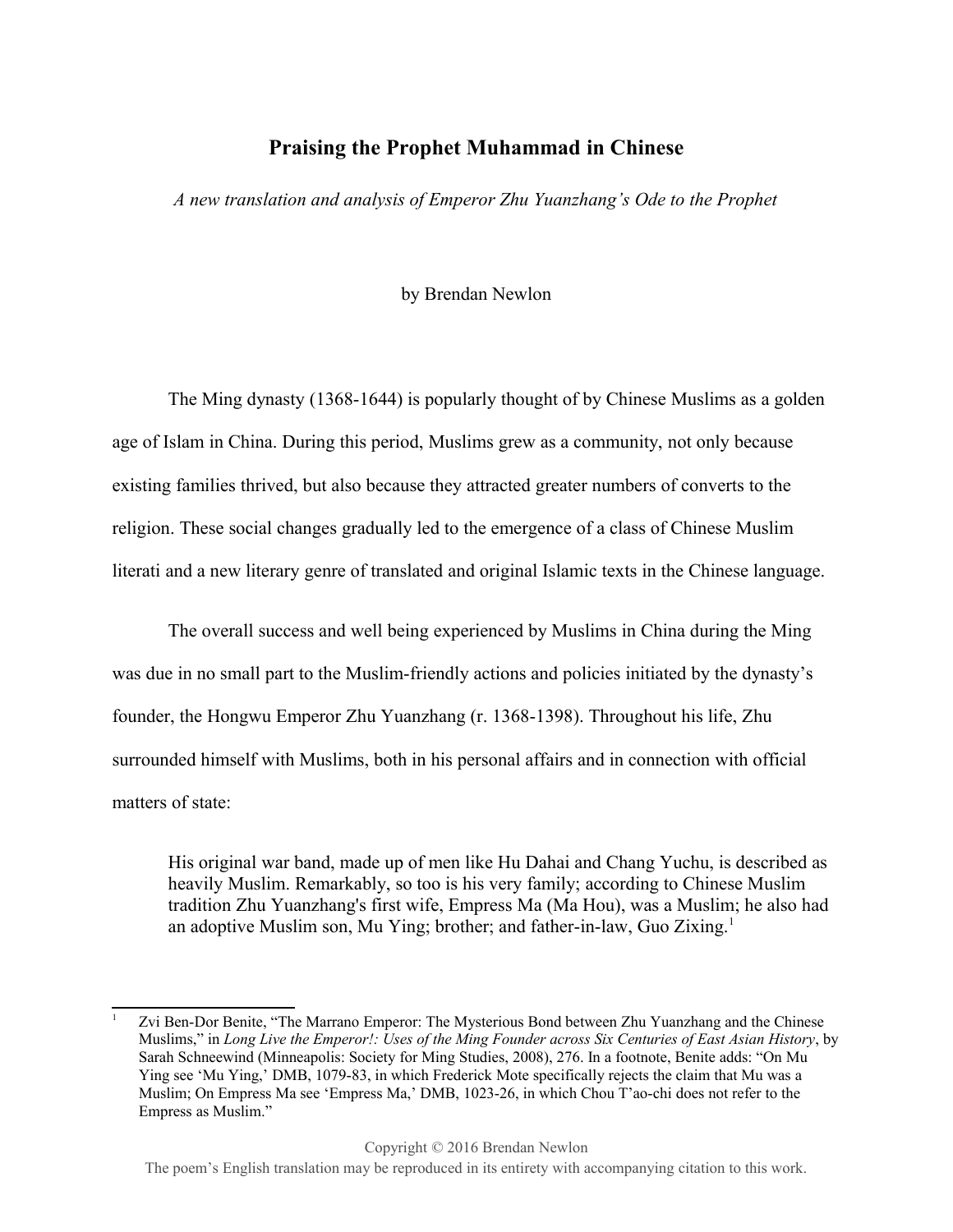# Praising the Prophet Muhammad in Chinese

*A new translation and analysis of Emperor Zhu Yuanzhang's Ode to the Prophet*

by Brendan Newlon

The Ming dynasty (1368-1644) is popularly thought of by Chinese Muslims as a golden age of Islam in China. During this period, Muslims grew as a community, not only because existing families thrived, but also because they attracted greater numbers of converts to the religion. These social changes gradually led to the emergence of a class of Chinese Muslim literati and a new literary genre of translated and original Islamic texts in the Chinese language.

The overall success and well being experienced by Muslims in China during the Ming was due in no small part to the Muslim-friendly actions and policies initiated by the dynasty's founder, the Hongwu Emperor Zhu Yuanzhang (r. 1368-1398). Throughout his life, Zhu surrounded himself with Muslims, both in his personal affairs and in connection with official matters of state:

> His original war band, made up of men like Hu Dahai and Chang Yuchu, is described as heavily Muslim. Remarkably, so too is his very family; according to Chinese Muslim tradition Zhu Yuanzhang's first wife, Empress Ma (Ma Hou), was a Muslim; he also had an adoptive Muslim son, Mu Ying; brother; and father-in-law, Guo Zixing.[1]

---

[1] Zvi Ben-Dor Benite, "The Marrano Emperor: The Mysterious Bond between Zhu Yuanzhang and the Chinese Muslims," in *Long Live the Emperor!: Uses of the Ming Founder across Six Centuries of East Asian History*, by Sarah Schneewind (Minneapolis: Society for Ming Studies, 2008), 276. In a footnote, Benite adds: "On Mu Ying see 'Mu Ying,' DMB, 1079-83, in which Frederick Mote specifically rejects the claim that Mu was a Muslim; On Empress Ma see 'Empress Ma,' DMB, 1023-26, in which Chou T'ao-chi does not refer to the Empress as Muslim."

Copyright © 2016 Brendan Newlon
The poem's English translation may be reproduced in its entirety with accompanying citation to this work.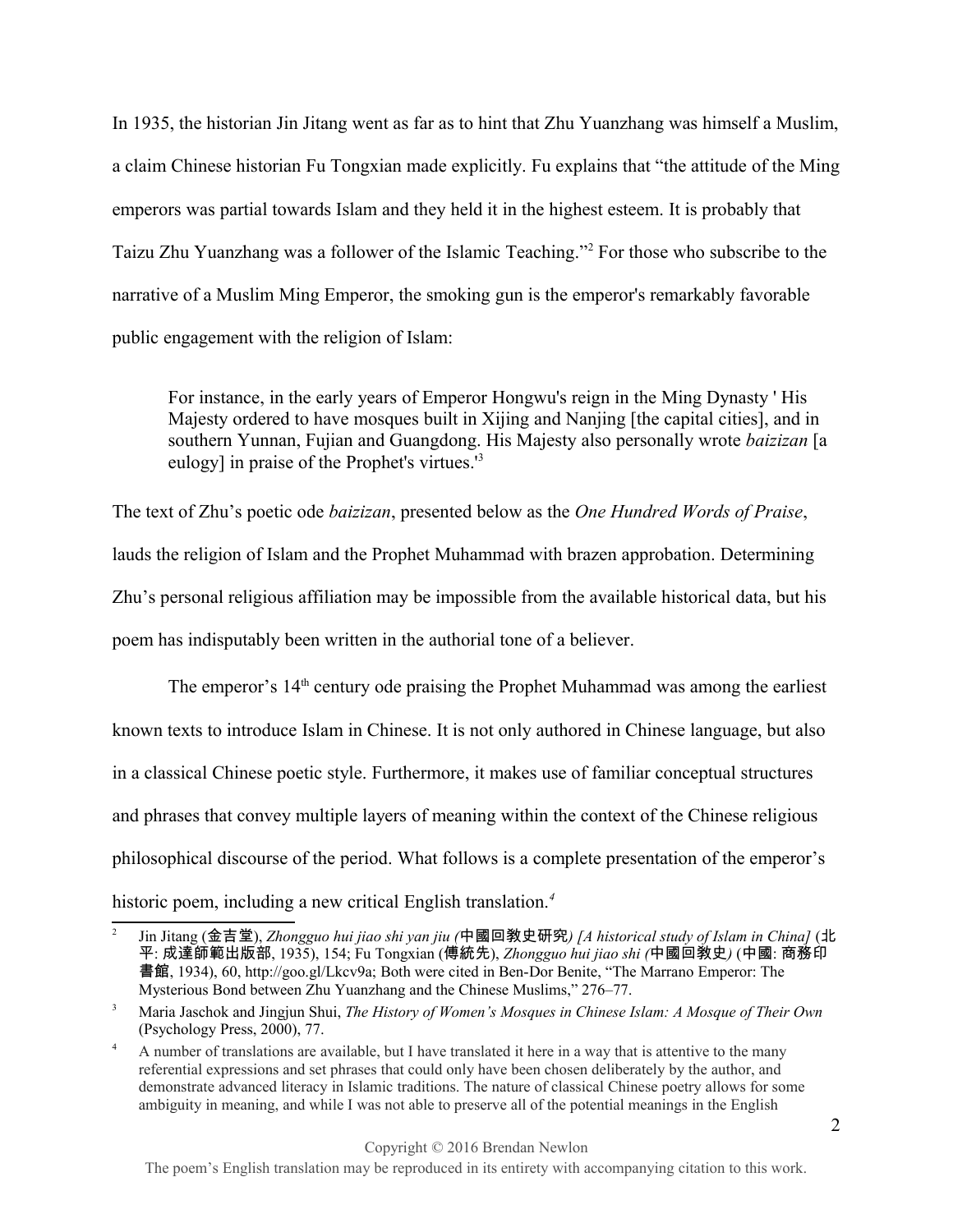In 1935, the historian Jin Jitang went as far as to hint that Zhu Yuanzhang was himself a Muslim, a claim Chinese historian Fu Tongxian made explicitly. Fu explains that "the attitude of the Ming emperors was partial towards Islam and they held it in the highest esteem. It is probably that Taizu Zhu Yuanzhang was a follower of the Islamic Teaching."[2] For those who subscribe to the narrative of a Muslim Ming Emperor, the smoking gun is the emperor's remarkably favorable public engagement with the religion of Islam:

> For instance, in the early years of Emperor Hongwu's reign in the Ming Dynasty ' His Majesty ordered to have mosques built in Xijing and Nanjing [the capital cities], and in southern Yunnan, Fujian and Guangdong. His Majesty also personally wrote *baizizan* [a eulogy] in praise of the Prophet's virtues.'[3]

The text of Zhu's poetic ode *baizizan*, presented below as the *One Hundred Words of Praise*, lauds the religion of Islam and the Prophet Muhammad with brazen approbation. Determining Zhu's personal religious affiliation may be impossible from the available historical data, but his poem has indisputably been written in the authorial tone of a believer.

The emperor's 14th century ode praising the Prophet Muhammad was among the earliest known texts to introduce Islam in Chinese. It is not only authored in Chinese language, but also in a classical Chinese poetic style. Furthermore, it makes use of familiar conceptual structures and phrases that convey multiple layers of meaning within the context of the Chinese religious philosophical discourse of the period. What follows is a complete presentation of the emperor's historic poem, including a new critical English translation.[4]

---

[2] Jin Jitang (金吉堂), *Zhongguo hui jiao shi yan jiu (中國回教史研究) [A historical study of Islam in China]* (北平: 成達師範出版部, 1935), 154; Fu Tongxian (傅統先), *Zhongguo hui jiao shi (中國回教史)* (中國: 商務印書館, 1934), 60, http://goo.gl/Lkcv9a; Both were cited in Ben-Dor Benite, "The Marrano Emperor: The Mysterious Bond between Zhu Yuanzhang and the Chinese Muslims," 276–77.

[3] Maria Jaschok and Jingjun Shui, *The History of Women's Mosques in Chinese Islam: A Mosque of Their Own* (Psychology Press, 2000), 77.

[4] A number of translations are available, but I have translated it here in a way that is attentive to the many referential expressions and set phrases that could only have been chosen deliberately by the author, and demonstrate advanced literacy in Islamic traditions. The nature of classical Chinese poetry allows for some ambiguity in meaning, and while I was not able to preserve all of the potential meanings in the English

Copyright © 2016 Brendan Newlon

The poem's English translation may be reproduced in its entirety with accompanying citation to this work.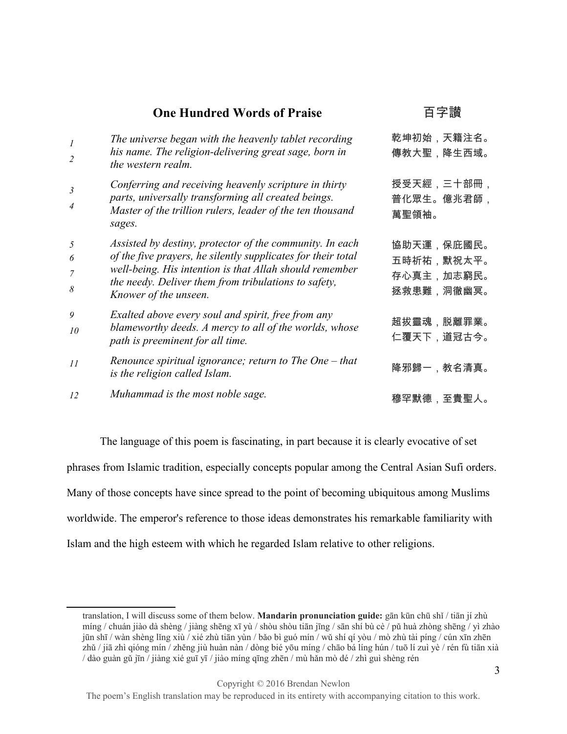| | **One Hundred Words of Praise** | **百字讚** |
|---|---|---|
| *1*<br>*2* | *The universe began with the heavenly tablet recording his name. The religion-delivering great sage, born in the western realm.* | 乾坤初始，天籍注名。<br>傳教大聖，降生西域。 |
| *3*<br>*4* | *Conferring and receiving heavenly scripture in thirty parts, universally transforming all created beings. Master of the trillion rulers, leader of the ten thousand sages.* | 授受天經，三十部冊，<br>普化眾生。億兆君師，<br>萬聖領袖。 |
| *5*<br>*6*<br>*7*<br>*8* | *Assisted by destiny, protector of the community. In each of the five prayers, he silently supplicates for their total well-being. His intention is that Allah should remember the needy. Deliver them from tribulations to safety, Knower of the unseen.* | 協助天運，保庇國民。<br>五時祈祐，默祝太平。<br>存心真主，加志窮民。<br>拯救患難，洞徹幽冥。 |
| *9*<br>*10* | *Exalted above every soul and spirit, free from any blameworthy deeds. A mercy to all of the worlds, whose path is preeminent for all time.* | 超拔靈魂，脱離罪業。<br>仁覆天下，道冠古今。 |
| *11* | *Renounce spiritual ignorance; return to The One – that is the religion called Islam.* | 降邪歸一，教名清真。 |
| *12* | *Muhammad is the most noble sage.* | 穆罕默德，至貴聖人。 |

The language of this poem is fascinating, in part because it is clearly evocative of set phrases from Islamic tradition, especially concepts popular among the Central Asian Sufi orders. Many of those concepts have since spread to the point of becoming ubiquitous among Muslims worldwide. The emperor's reference to those ideas demonstrates his remarkable familiarity with Islam and the high esteem with which he regarded Islam relative to other religions.

---

translation, I will discuss some of them below. **Mandarin pronunciation guide:** gān kūn chū shǐ / tiān jí zhù míng / chuán jiào dà shèng / jiàng shēng xī yù / shòu shòu tiān jīng / sān shí bù cè / pǔ huà zhòng shēng / yì zhào jūn shī / wàn shèng lǐng xiù / xié zhù tiān yùn / bǎo bì guó mín / wǔ shí qí yòu / mò zhù tài píng / cún xīn zhēn zhǔ / jiā zhì qióng mín / zhěng jiù huàn nàn / dòng bié yōu míng / chāo bá líng hún / tuō lí zuì yè / rén fù tiān xià / dào guàn gǔ jīn / jiàng xié guī yī / jiào míng qīng zhēn / mù hǎn mò dé / zhì guì shèng rén

Copyright © 2016 Brendan Newlon
The poem's English translation may be reproduced in its entirety with accompanying citation to this work.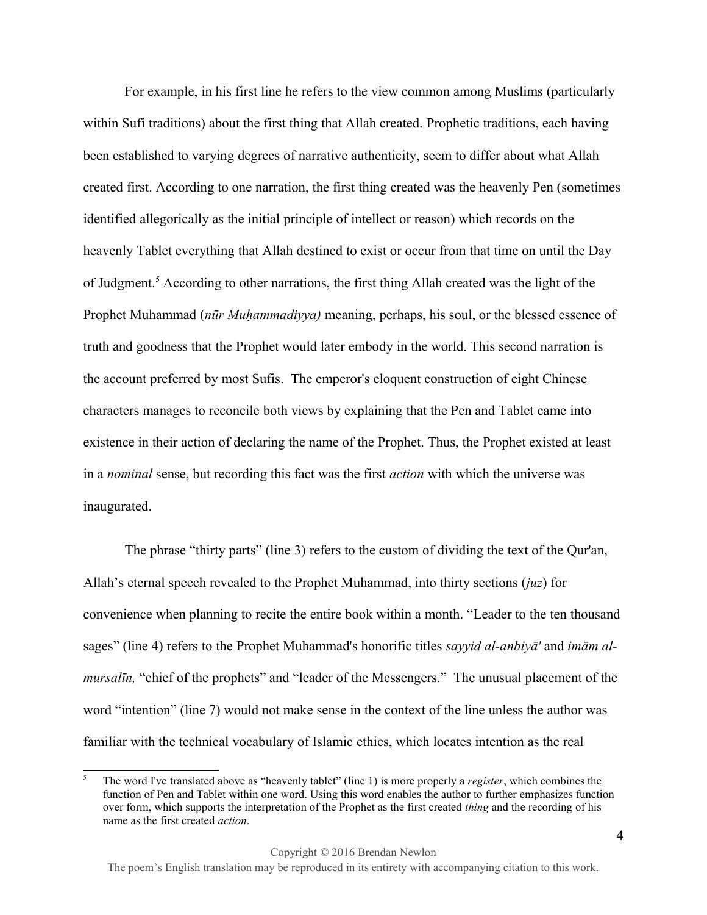For example, in his first line he refers to the view common among Muslims (particularly within Sufi traditions) about the first thing that Allah created. Prophetic traditions, each having been established to varying degrees of narrative authenticity, seem to differ about what Allah created first. According to one narration, the first thing created was the heavenly Pen (sometimes identified allegorically as the initial principle of intellect or reason) which records on the heavenly Tablet everything that Allah destined to exist or occur from that time on until the Day of Judgment.[5] According to other narrations, the first thing Allah created was the light of the Prophet Muhammad (*nūr Muḥammadiyya)* meaning, perhaps, his soul, or the blessed essence of truth and goodness that the Prophet would later embody in the world. This second narration is the account preferred by most Sufis. The emperor's eloquent construction of eight Chinese characters manages to reconcile both views by explaining that the Pen and Tablet came into existence in their action of declaring the name of the Prophet. Thus, the Prophet existed at least in a *nominal* sense, but recording this fact was the first *action* with which the universe was inaugurated.

The phrase "thirty parts" (line 3) refers to the custom of dividing the text of the Qur'an, Allah's eternal speech revealed to the Prophet Muhammad, into thirty sections (*juz*) for convenience when planning to recite the entire book within a month. "Leader to the ten thousand sages" (line 4) refers to the Prophet Muhammad's honorific titles *sayyid al-anbiyā'* and *imām al-mursalīn,* "chief of the prophets" and "leader of the Messengers." The unusual placement of the word "intention" (line 7) would not make sense in the context of the line unless the author was familiar with the technical vocabulary of Islamic ethics, which locates intention as the real

[5] The word I've translated above as "heavenly tablet" (line 1) is more properly a *register*, which combines the function of Pen and Tablet within one word. Using this word enables the author to further emphasizes function over form, which supports the interpretation of the Prophet as the first created *thing* and the recording of his name as the first created *action*.

Copyright © 2016 Brendan Newlon

The poem's English translation may be reproduced in its entirety with accompanying citation to this work.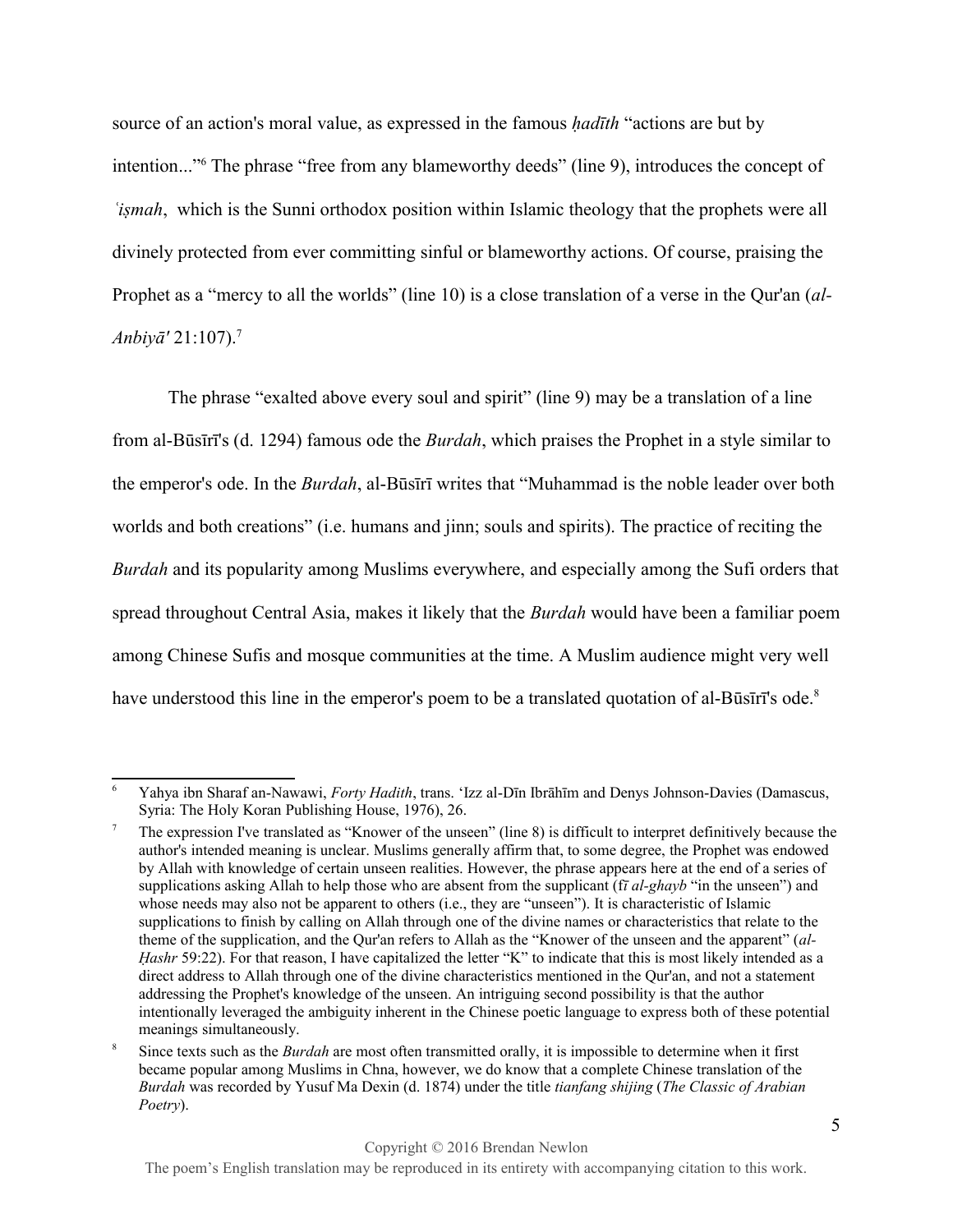source of an action's moral value, as expressed in the famous *ḥadīth* "actions are but by intention..."[6] The phrase "free from any blameworthy deeds" (line 9), introduces the concept of *ʿiṣmah*, which is the Sunni orthodox position within Islamic theology that the prophets were all divinely protected from ever committing sinful or blameworthy actions. Of course, praising the Prophet as a "mercy to all the worlds" (line 10) is a close translation of a verse in the Qur'an (*al-Anbiyā'* 21:107).[7]

The phrase "exalted above every soul and spirit" (line 9) may be a translation of a line from al-Būsīrī's (d. 1294) famous ode the *Burdah*, which praises the Prophet in a style similar to the emperor's ode. In the *Burdah*, al-Būsīrī writes that "Muhammad is the noble leader over both worlds and both creations" (i.e. humans and jinn; souls and spirits). The practice of reciting the *Burdah* and its popularity among Muslims everywhere, and especially among the Sufi orders that spread throughout Central Asia, makes it likely that the *Burdah* would have been a familiar poem among Chinese Sufis and mosque communities at the time. A Muslim audience might very well have understood this line in the emperor's poem to be a translated quotation of al-Būsīrī's ode.[8]

---

[6] Yahya ibn Sharaf an-Nawawi, *Forty Hadith*, trans. 'Izz al-Dīn Ibrāhīm and Denys Johnson-Davies (Damascus, Syria: The Holy Koran Publishing House, 1976), 26.

[7] The expression I've translated as "Knower of the unseen" (line 8) is difficult to interpret definitively because the author's intended meaning is unclear. Muslims generally affirm that, to some degree, the Prophet was endowed by Allah with knowledge of certain unseen realities. However, the phrase appears here at the end of a series of supplications asking Allah to help those who are absent from the supplicant (*fī al-ghayb* "in the unseen") and whose needs may also not be apparent to others (i.e., they are "unseen"). It is characteristic of Islamic supplications to finish by calling on Allah through one of the divine names or characteristics that relate to the theme of the supplication, and the Qur'an refers to Allah as the "Knower of the unseen and the apparent" (*al-Ḥashr* 59:22). For that reason, I have capitalized the letter "K" to indicate that this is most likely intended as a direct address to Allah through one of the divine characteristics mentioned in the Qur'an, and not a statement addressing the Prophet's knowledge of the unseen. An intriguing second possibility is that the author intentionally leveraged the ambiguity inherent in the Chinese poetic language to express both of these potential meanings simultaneously.

[8] Since texts such as the *Burdah* are most often transmitted orally, it is impossible to determine when it first became popular among Muslims in Chna, however, we do know that a complete Chinese translation of the *Burdah* was recorded by Yusuf Ma Dexin (d. 1874) under the title *tianfang shijing* (*The Classic of Arabian Poetry*).

Copyright © 2016 Brendan Newlon

The poem's English translation may be reproduced in its entirety with accompanying citation to this work.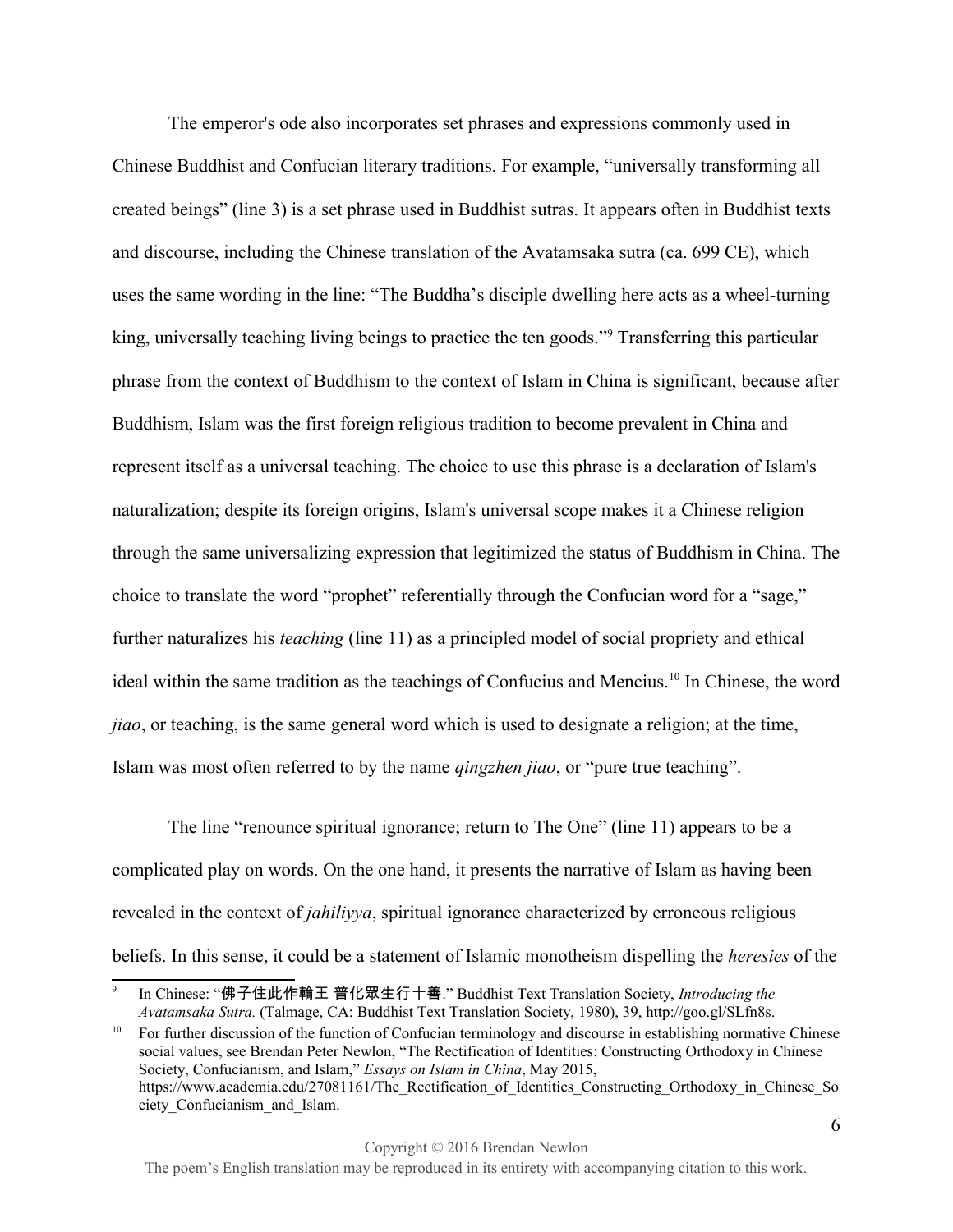The emperor's ode also incorporates set phrases and expressions commonly used in Chinese Buddhist and Confucian literary traditions. For example, "universally transforming all created beings" (line 3) is a set phrase used in Buddhist sutras. It appears often in Buddhist texts and discourse, including the Chinese translation of the Avatamsaka sutra (ca. 699 CE), which uses the same wording in the line: "The Buddha's disciple dwelling here acts as a wheel-turning king, universally teaching living beings to practice the ten goods."[9] Transferring this particular phrase from the context of Buddhism to the context of Islam in China is significant, because after Buddhism, Islam was the first foreign religious tradition to become prevalent in China and represent itself as a universal teaching. The choice to use this phrase is a declaration of Islam's naturalization; despite its foreign origins, Islam's universal scope makes it a Chinese religion through the same universalizing expression that legitimized the status of Buddhism in China. The choice to translate the word "prophet" referentially through the Confucian word for a "sage," further naturalizes his *teaching* (line 11) as a principled model of social propriety and ethical ideal within the same tradition as the teachings of Confucius and Mencius.[10] In Chinese, the word *jiao*, or teaching, is the same general word which is used to designate a religion; at the time, Islam was most often referred to by the name *qingzhen jiao*, or "pure true teaching".

The line "renounce spiritual ignorance; return to The One" (line 11) appears to be a complicated play on words. On the one hand, it presents the narrative of Islam as having been revealed in the context of *jahiliyya*, spiritual ignorance characterized by erroneous religious beliefs. In this sense, it could be a statement of Islamic monotheism dispelling the *heresies* of the

---

[9] In Chinese: "佛子住此作輪王 普化眾生行十善." Buddhist Text Translation Society, *Introducing the Avatamsaka Sutra.* (Talmage, CA: Buddhist Text Translation Society, 1980), 39, http://goo.gl/SLfn8s.

[10] For further discussion of the function of Confucian terminology and discourse in establishing normative Chinese social values, see Brendan Peter Newlon, "The Rectification of Identities: Constructing Orthodoxy in Chinese Society, Confucianism, and Islam," *Essays on Islam in China*, May 2015, https://www.academia.edu/27081161/The_Rectification_of_Identities_Constructing_Orthodoxy_in_Chinese_Society_Confucianism_and_Islam.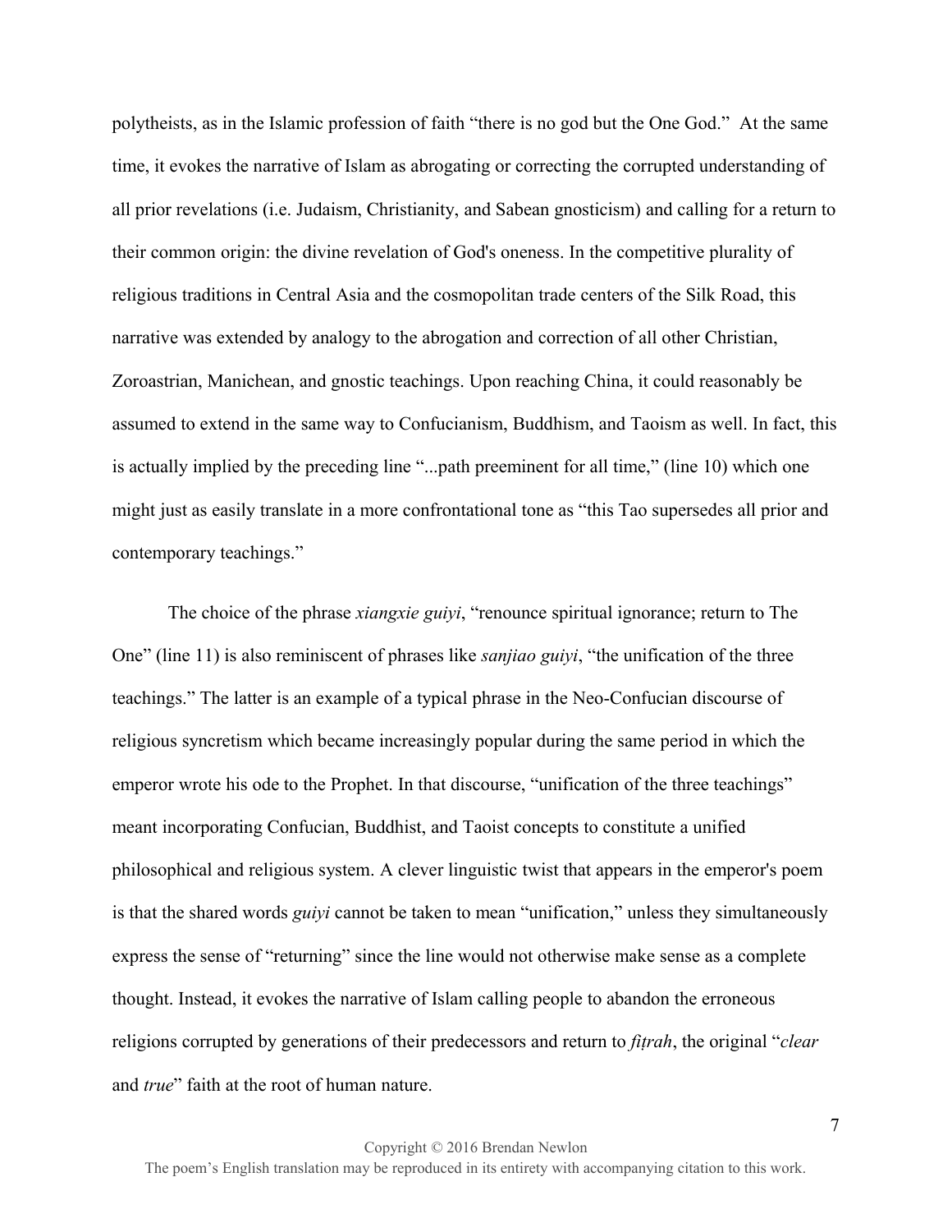polytheists, as in the Islamic profession of faith "there is no god but the One God." At the same time, it evokes the narrative of Islam as abrogating or correcting the corrupted understanding of all prior revelations (i.e. Judaism, Christianity, and Sabean gnosticism) and calling for a return to their common origin: the divine revelation of God's oneness. In the competitive plurality of religious traditions in Central Asia and the cosmopolitan trade centers of the Silk Road, this narrative was extended by analogy to the abrogation and correction of all other Christian, Zoroastrian, Manichean, and gnostic teachings. Upon reaching China, it could reasonably be assumed to extend in the same way to Confucianism, Buddhism, and Taoism as well. In fact, this is actually implied by the preceding line "...path preeminent for all time," (line 10) which one might just as easily translate in a more confrontational tone as "this Tao supersedes all prior and contemporary teachings."

The choice of the phrase *xiangxie guiyi*, "renounce spiritual ignorance; return to The One" (line 11) is also reminiscent of phrases like *sanjiao guiyi*, "the unification of the three teachings." The latter is an example of a typical phrase in the Neo-Confucian discourse of religious syncretism which became increasingly popular during the same period in which the emperor wrote his ode to the Prophet. In that discourse, "unification of the three teachings" meant incorporating Confucian, Buddhist, and Taoist concepts to constitute a unified philosophical and religious system. A clever linguistic twist that appears in the emperor's poem is that the shared words *guiyi* cannot be taken to mean "unification," unless they simultaneously express the sense of "returning" since the line would not otherwise make sense as a complete thought. Instead, it evokes the narrative of Islam calling people to abandon the erroneous religions corrupted by generations of their predecessors and return to *fiṭrah*, the original "*clear* and *true*" faith at the root of human nature.

Copyright © 2016 Brendan Newlon

The poem's English translation may be reproduced in its entirety with accompanying citation to this work.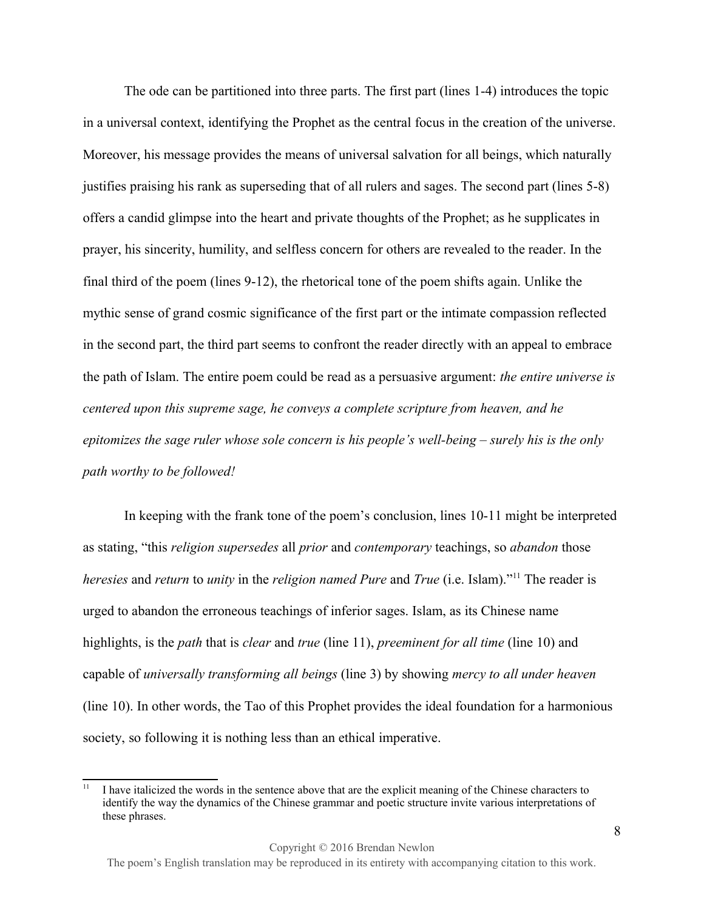The ode can be partitioned into three parts. The first part (lines 1-4) introduces the topic in a universal context, identifying the Prophet as the central focus in the creation of the universe. Moreover, his message provides the means of universal salvation for all beings, which naturally justifies praising his rank as superseding that of all rulers and sages. The second part (lines 5-8) offers a candid glimpse into the heart and private thoughts of the Prophet; as he supplicates in prayer, his sincerity, humility, and selfless concern for others are revealed to the reader. In the final third of the poem (lines 9-12), the rhetorical tone of the poem shifts again. Unlike the mythic sense of grand cosmic significance of the first part or the intimate compassion reflected in the second part, the third part seems to confront the reader directly with an appeal to embrace the path of Islam. The entire poem could be read as a persuasive argument: *the entire universe is centered upon this supreme sage, he conveys a complete scripture from heaven, and he epitomizes the sage ruler whose sole concern is his people's well-being – surely his is the only path worthy to be followed!*

In keeping with the frank tone of the poem's conclusion, lines 10-11 might be interpreted as stating, "this *religion supersedes* all *prior* and *contemporary* teachings, so *abandon* those *heresies* and *return* to *unity* in the *religion named Pure* and *True* (i.e. Islam)."[11] The reader is urged to abandon the erroneous teachings of inferior sages. Islam, as its Chinese name highlights, is the *path* that is *clear* and *true* (line 11), *preeminent for all time* (line 10) and capable of *universally transforming all beings* (line 3) by showing *mercy to all under heaven* (line 10). In other words, the Tao of this Prophet provides the ideal foundation for a harmonious society, so following it is nothing less than an ethical imperative.

[11] I have italicized the words in the sentence above that are the explicit meaning of the Chinese characters to identify the way the dynamics of the Chinese grammar and poetic structure invite various interpretations of these phrases.

Copyright © 2016 Brendan Newlon
The poem's English translation may be reproduced in its entirety with accompanying citation to this work.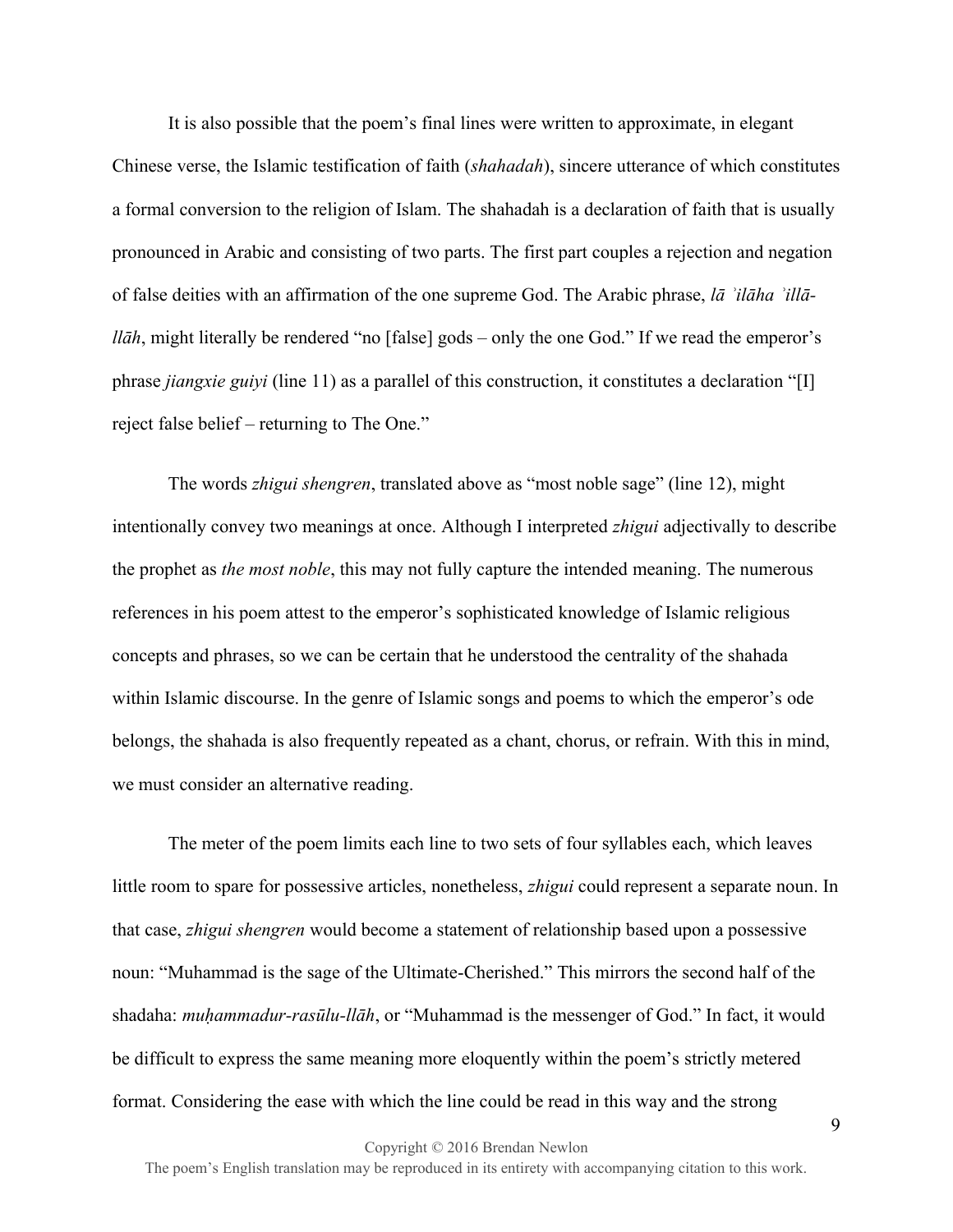It is also possible that the poem's final lines were written to approximate, in elegant Chinese verse, the Islamic testification of faith (*shahadah*), sincere utterance of which constitutes a formal conversion to the religion of Islam. The shahadah is a declaration of faith that is usually pronounced in Arabic and consisting of two parts. The first part couples a rejection and negation of false deities with an affirmation of the one supreme God. The Arabic phrase, *lā ʾilāha ʾillā-llāh*, might literally be rendered "no [false] gods – only the one God." If we read the emperor's phrase *jiangxie guiyi* (line 11) as a parallel of this construction, it constitutes a declaration "[I] reject false belief – returning to The One."

The words *zhigui shengren*, translated above as "most noble sage" (line 12), might intentionally convey two meanings at once. Although I interpreted *zhigui* adjectivally to describe the prophet as *the most noble*, this may not fully capture the intended meaning. The numerous references in his poem attest to the emperor's sophisticated knowledge of Islamic religious concepts and phrases, so we can be certain that he understood the centrality of the shahada within Islamic discourse. In the genre of Islamic songs and poems to which the emperor's ode belongs, the shahada is also frequently repeated as a chant, chorus, or refrain. With this in mind, we must consider an alternative reading.

The meter of the poem limits each line to two sets of four syllables each, which leaves little room to spare for possessive articles, nonetheless, *zhigui* could represent a separate noun. In that case, *zhigui shengren* would become a statement of relationship based upon a possessive noun: "Muhammad is the sage of the Ultimate-Cherished." This mirrors the second half of the shadaha: *muḥammadur-rasūlu-llāh*, or "Muhammad is the messenger of God." In fact, it would be difficult to express the same meaning more eloquently within the poem's strictly metered format. Considering the ease with which the line could be read in this way and the strong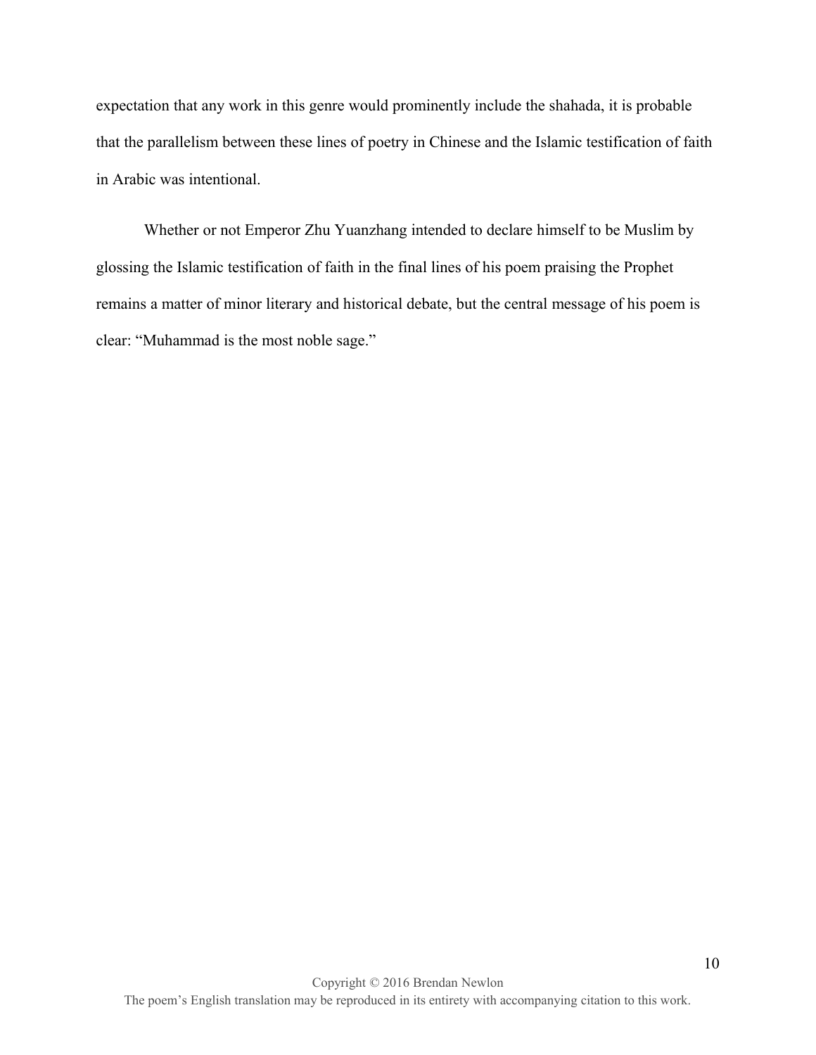expectation that any work in this genre would prominently include the shahada, it is probable that the parallelism between these lines of poetry in Chinese and the Islamic testification of faith in Arabic was intentional.

Whether or not Emperor Zhu Yuanzhang intended to declare himself to be Muslim by glossing the Islamic testification of faith in the final lines of his poem praising the Prophet remains a matter of minor literary and historical debate, but the central message of his poem is clear: "Muhammad is the most noble sage."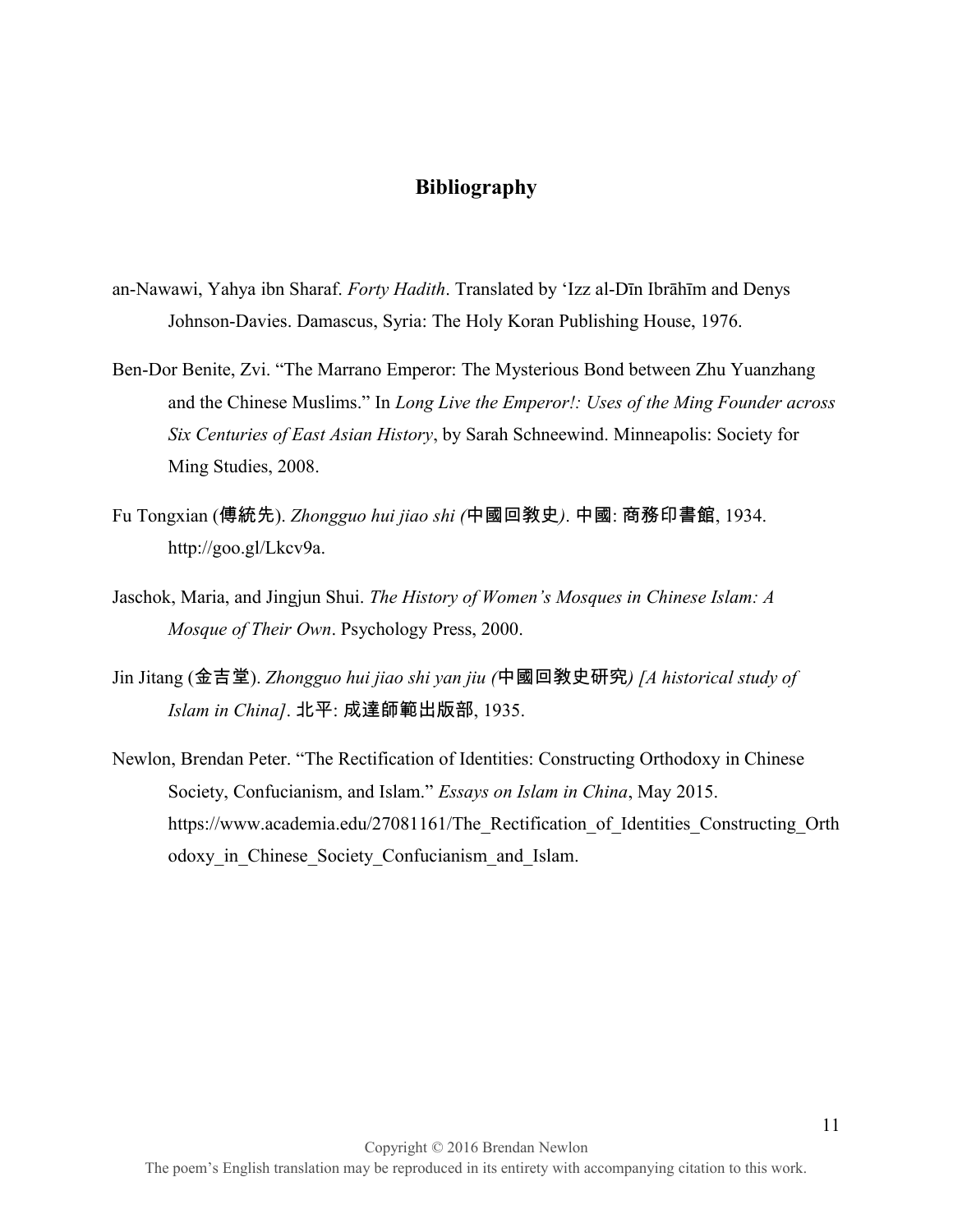## Bibliography

an-Nawawi, Yahya ibn Sharaf. *Forty Hadith*. Translated by ʻIzz al-Dīn Ibrāhīm and Denys Johnson-Davies. Damascus, Syria: The Holy Koran Publishing House, 1976.

Ben-Dor Benite, Zvi. "The Marrano Emperor: The Mysterious Bond between Zhu Yuanzhang and the Chinese Muslims." In *Long Live the Emperor!: Uses of the Ming Founder across Six Centuries of East Asian History*, by Sarah Schneewind. Minneapolis: Society for Ming Studies, 2008.

Fu Tongxian (傅統先). *Zhongguo hui jiao shi (中國回教史)*. 中國: 商務印書館, 1934. http://goo.gl/Lkcv9a.

Jaschok, Maria, and Jingjun Shui. *The History of Women's Mosques in Chinese Islam: A Mosque of Their Own*. Psychology Press, 2000.

Jin Jitang (金吉堂). *Zhongguo hui jiao shi yan jiu (中國回教史研究) [A historical study of Islam in China]*. 北平: 成達師範出版部, 1935.

Newlon, Brendan Peter. "The Rectification of Identities: Constructing Orthodoxy in Chinese Society, Confucianism, and Islam." *Essays on Islam in China*, May 2015. https://www.academia.edu/27081161/The_Rectification_of_Identities_Constructing_Orthodoxy_in_Chinese_Society_Confucianism_and_Islam.

Copyright © 2016 Brendan Newlon
The poem's English translation may be reproduced in its entirety with accompanying citation to this work.